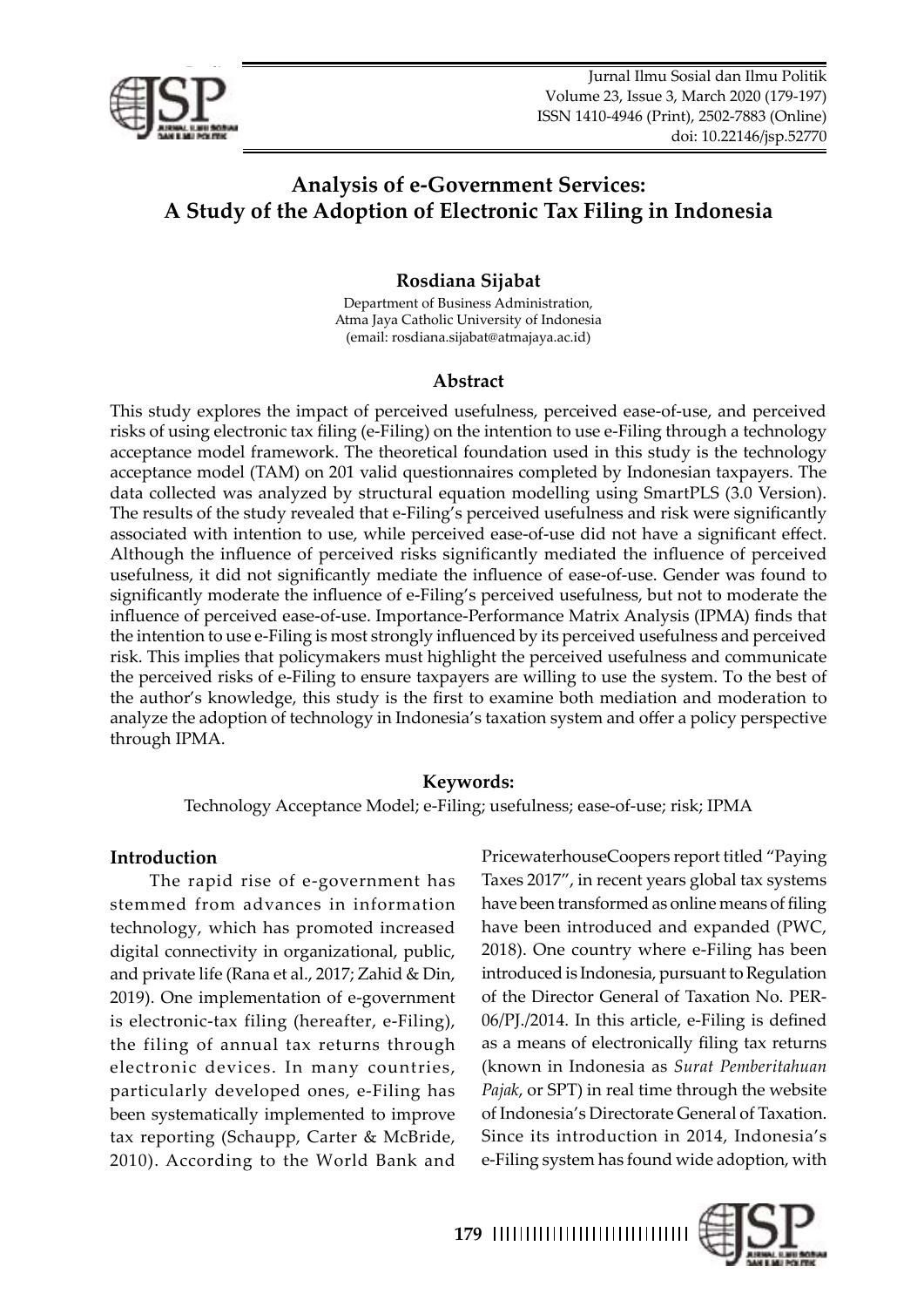# Analysis of e-Government Services: A Study of the Adoption of Electronic Tax Filing in Indonesia

**Rosdiana Sijabat**

Department of Business Administration,
Atma Jaya Catholic University of Indonesia
(email: rosdiana.sijabat@atmajaya.ac.id)

## Abstract

This study explores the impact of perceived usefulness, perceived ease-of-use, and perceived risks of using electronic tax filing (e-Filing) on the intention to use e-Filing through a technology acceptance model framework. The theoretical foundation used in this study is the technology acceptance model (TAM) on 201 valid questionnaires completed by Indonesian taxpayers. The data collected was analyzed by structural equation modelling using SmartPLS (3.0 Version). The results of the study revealed that e-Filing's perceived usefulness and risk were significantly associated with intention to use, while perceived ease-of-use did not have a significant effect. Although the influence of perceived risks significantly mediated the influence of perceived usefulness, it did not significantly mediate the influence of ease-of-use. Gender was found to significantly moderate the influence of e-Filing's perceived usefulness, but not to moderate the influence of perceived ease-of-use. Importance-Performance Matrix Analysis (IPMA) finds that the intention to use e-Filing is most strongly influenced by its perceived usefulness and perceived risk. This implies that policymakers must highlight the perceived usefulness and communicate the perceived risks of e-Filing to ensure taxpayers are willing to use the system. To the best of the author's knowledge, this study is the first to examine both mediation and moderation to analyze the adoption of technology in Indonesia's taxation system and offer a policy perspective through IPMA.

**Keywords:**

Technology Acceptance Model; e-Filing; usefulness; ease-of-use; risk; IPMA

## Introduction

The rapid rise of e-government has stemmed from advances in information technology, which has promoted increased digital connectivity in organizational, public, and private life (Rana et al., 2017; Zahid & Din, 2019). One implementation of e-government is electronic-tax filing (hereafter, e-Filing), the filing of annual tax returns through electronic devices. In many countries, particularly developed ones, e-Filing has been systematically implemented to improve tax reporting (Schaupp, Carter & McBride, 2010). According to the World Bank and PricewaterhouseCoopers report titled "Paying Taxes 2017", in recent years global tax systems have been transformed as online means of filing have been introduced and expanded (PWC, 2018). One country where e-Filing has been introduced is Indonesia, pursuant to Regulation of the Director General of Taxation No. PER-06/PJ./2014. In this article, e-Filing is defined as a means of electronically filing tax returns (known in Indonesia as *Surat Pemberitahuan Pajak*, or SPT) in real time through the website of Indonesia's Directorate General of Taxation. Since its introduction in 2014, Indonesia's e-Filing system has found wide adoption, with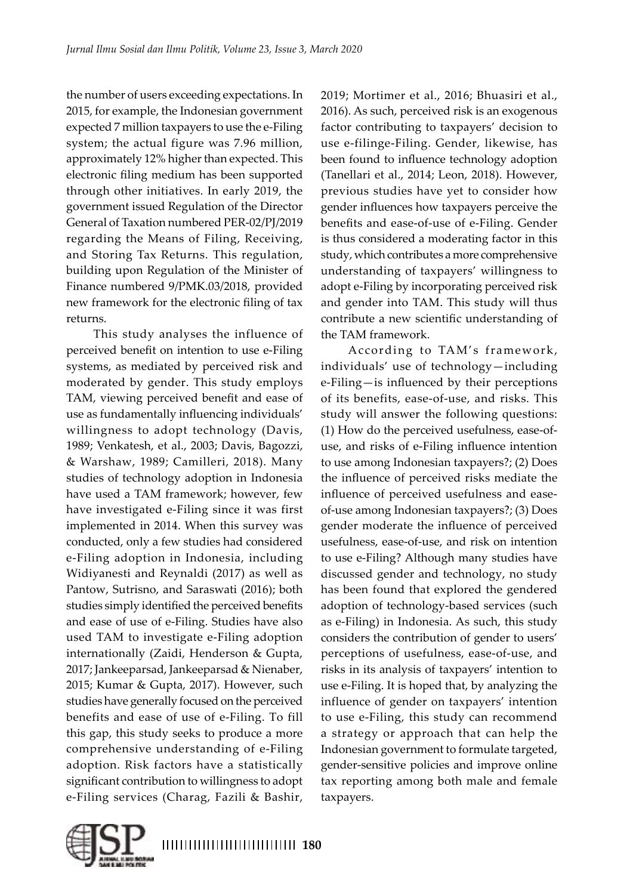the number of users exceeding expectations. In 2015, for example, the Indonesian government expected 7 million taxpayers to use the e-Filing system; the actual figure was 7.96 million, approximately 12% higher than expected. This electronic filing medium has been supported through other initiatives. In early 2019, the government issued Regulation of the Director General of Taxation numbered PER-02/PJ/2019 regarding the Means of Filing, Receiving, and Storing Tax Returns. This regulation, building upon Regulation of the Minister of Finance numbered 9/PMK.03/2018, provided new framework for the electronic filing of tax returns.

This study analyses the influence of perceived benefit on intention to use e-Filing systems, as mediated by perceived risk and moderated by gender. This study employs TAM, viewing perceived benefit and ease of use as fundamentally influencing individuals' willingness to adopt technology (Davis, 1989; Venkatesh, et al., 2003; Davis, Bagozzi, & Warshaw, 1989; Camilleri, 2018). Many studies of technology adoption in Indonesia have used a TAM framework; however, few have investigated e-Filing since it was first implemented in 2014. When this survey was conducted, only a few studies had considered e-Filing adoption in Indonesia, including Widiyanesti and Reynaldi (2017) as well as Pantow, Sutrisno, and Saraswati (2016); both studies simply identified the perceived benefits and ease of use of e-Filing. Studies have also used TAM to investigate e-Filing adoption internationally (Zaidi, Henderson & Gupta, 2017; Jankeeparsad, Jankeeparsad & Nienaber, 2015; Kumar & Gupta, 2017). However, such studies have generally focused on the perceived benefits and ease of use of e-Filing. To fill this gap, this study seeks to produce a more comprehensive understanding of e-Filing adoption. Risk factors have a statistically significant contribution to willingness to adopt e-Filing services (Charag, Fazili & Bashir, 2019; Mortimer et al., 2016; Bhuasiri et al., 2016). As such, perceived risk is an exogenous factor contributing to taxpayers' decision to use e-filinge-Filing. Gender, likewise, has been found to influence technology adoption (Tanellari et al., 2014; Leon, 2018). However, previous studies have yet to consider how gender influences how taxpayers perceive the benefits and ease-of-use of e-Filing. Gender is thus considered a moderating factor in this study, which contributes a more comprehensive understanding of taxpayers' willingness to adopt e-Filing by incorporating perceived risk and gender into TAM. This study will thus contribute a new scientific understanding of the TAM framework.

According to TAM's framework, individuals' use of technology—including e-Filing—is influenced by their perceptions of its benefits, ease-of-use, and risks. This study will answer the following questions: (1) How do the perceived usefulness, ease-of-use, and risks of e-Filing influence intention to use among Indonesian taxpayers?; (2) Does the influence of perceived risks mediate the influence of perceived usefulness and ease-of-use among Indonesian taxpayers?; (3) Does gender moderate the influence of perceived usefulness, ease-of-use, and risk on intention to use e-Filing? Although many studies have discussed gender and technology, no study has been found that explored the gendered adoption of technology-based services (such as e-Filing) in Indonesia. As such, this study considers the contribution of gender to users' perceptions of usefulness, ease-of-use, and risks in its analysis of taxpayers' intention to use e-Filing. It is hoped that, by analyzing the influence of gender on taxpayers' intention to use e-Filing, this study can recommend a strategy or approach that can help the Indonesian government to formulate targeted, gender-sensitive policies and improve online tax reporting among both male and female taxpayers.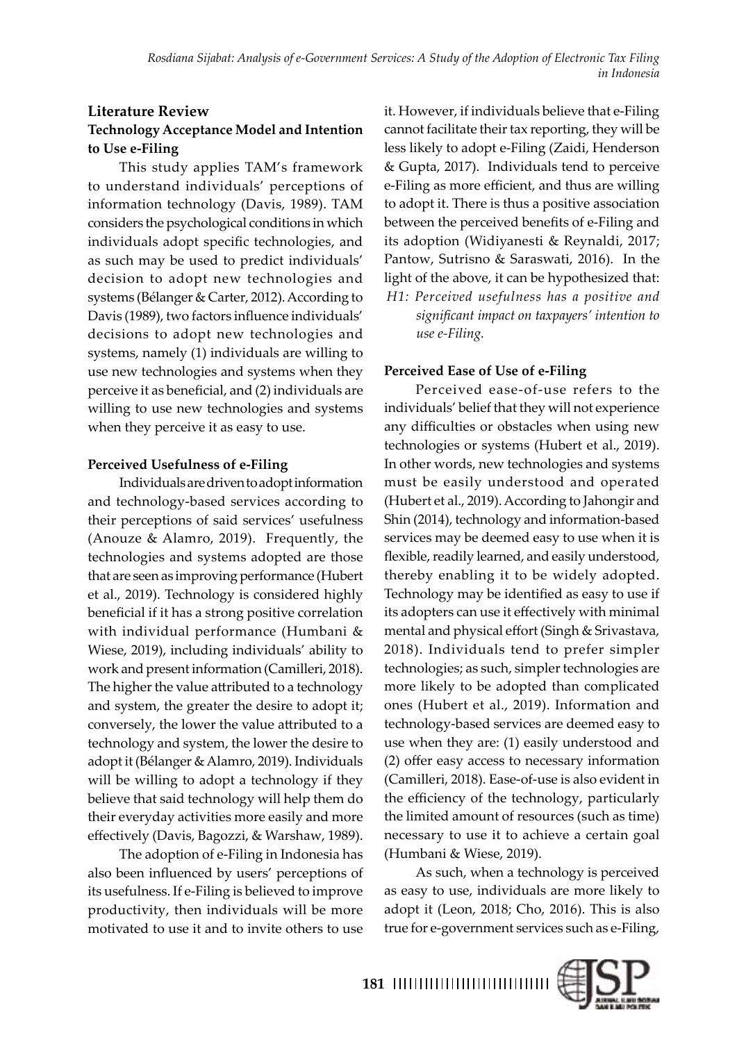## Literature Review

### Technology Acceptance Model and Intention to Use e-Filing

This study applies TAM's framework to understand individuals' perceptions of information technology (Davis, 1989). TAM considers the psychological conditions in which individuals adopt specific technologies, and as such may be used to predict individuals' decision to adopt new technologies and systems (Bélanger & Carter, 2012). According to Davis (1989), two factors influence individuals' decisions to adopt new technologies and systems, namely (1) individuals are willing to use new technologies and systems when they perceive it as beneficial, and (2) individuals are willing to use new technologies and systems when they perceive it as easy to use.

### Perceived Usefulness of e-Filing

Individuals are driven to adopt information and technology-based services according to their perceptions of said services' usefulness (Anouze & Alamro, 2019). Frequently, the technologies and systems adopted are those that are seen as improving performance (Hubert et al., 2019). Technology is considered highly beneficial if it has a strong positive correlation with individual performance (Humbani & Wiese, 2019), including individuals' ability to work and present information (Camilleri, 2018). The higher the value attributed to a technology and system, the greater the desire to adopt it; conversely, the lower the value attributed to a technology and system, the lower the desire to adopt it (Bélanger & Alamro, 2019). Individuals will be willing to adopt a technology if they believe that said technology will help them do their everyday activities more easily and more effectively (Davis, Bagozzi, & Warshaw, 1989).

The adoption of e-Filing in Indonesia has also been influenced by users' perceptions of its usefulness. If e-Filing is believed to improve productivity, then individuals will be more motivated to use it and to invite others to use it. However, if individuals believe that e-Filing cannot facilitate their tax reporting, they will be less likely to adopt e-Filing (Zaidi, Henderson & Gupta, 2017). Individuals tend to perceive e-Filing as more efficient, and thus are willing to adopt it. There is thus a positive association between the perceived benefits of e-Filing and its adoption (Widiyanesti & Reynaldi, 2017; Pantow, Sutrisno & Saraswati, 2016). In the light of the above, it can be hypothesized that:

*H1: Perceived usefulness has a positive and significant impact on taxpayers' intention to use e-Filing.*

### Perceived Ease of Use of e-Filing

Perceived ease-of-use refers to the individuals' belief that they will not experience any difficulties or obstacles when using new technologies or systems (Hubert et al., 2019). In other words, new technologies and systems must be easily understood and operated (Hubert et al., 2019). According to Jahongir and Shin (2014), technology and information-based services may be deemed easy to use when it is flexible, readily learned, and easily understood, thereby enabling it to be widely adopted. Technology may be identified as easy to use if its adopters can use it effectively with minimal mental and physical effort (Singh & Srivastava, 2018). Individuals tend to prefer simpler technologies; as such, simpler technologies are more likely to be adopted than complicated ones (Hubert et al., 2019). Information and technology-based services are deemed easy to use when they are: (1) easily understood and (2) offer easy access to necessary information (Camilleri, 2018). Ease-of-use is also evident in the efficiency of the technology, particularly the limited amount of resources (such as time) necessary to use it to achieve a certain goal (Humbani & Wiese, 2019).

As such, when a technology is perceived as easy to use, individuals are more likely to adopt it (Leon, 2018; Cho, 2016). This is also true for e-government services such as e-Filing,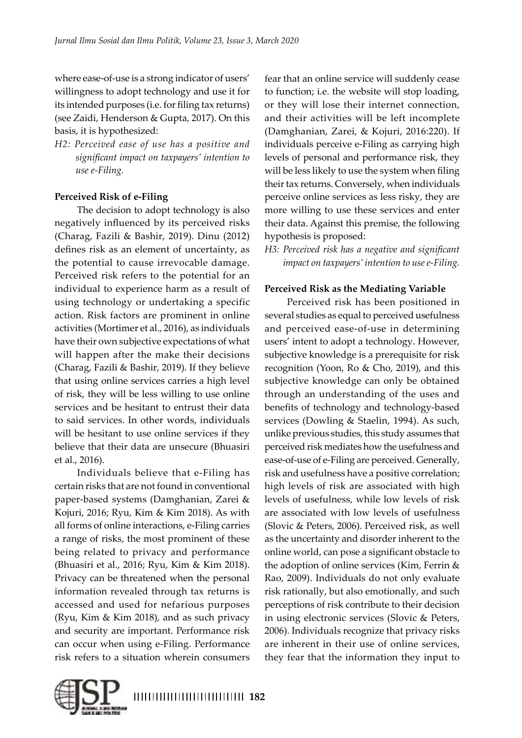where ease-of-use is a strong indicator of users' willingness to adopt technology and use it for its intended purposes (i.e. for filing tax returns) (see Zaidi, Henderson & Gupta, 2017). On this basis, it is hypothesized:

*H2: Perceived ease of use has a positive and significant impact on taxpayers' intention to use e-Filing.*

### Perceived Risk of e-Filing

The decision to adopt technology is also negatively influenced by its perceived risks (Charag, Fazili & Bashir, 2019). Dinu (2012) defines risk as an element of uncertainty, as the potential to cause irrevocable damage. Perceived risk refers to the potential for an individual to experience harm as a result of using technology or undertaking a specific action. Risk factors are prominent in online activities (Mortimer et al., 2016), as individuals have their own subjective expectations of what will happen after the make their decisions (Charag, Fazili & Bashir, 2019). If they believe that using online services carries a high level of risk, they will be less willing to use online services and be hesitant to entrust their data to said services. In other words, individuals will be hesitant to use online services if they believe that their data are unsecure (Bhuasiri et al., 2016).

Individuals believe that e-Filing has certain risks that are not found in conventional paper-based systems (Damghanian, Zarei & Kojuri, 2016; Ryu, Kim & Kim 2018). As with all forms of online interactions, e-Filing carries a range of risks, the most prominent of these being related to privacy and performance (Bhuasiri et al., 2016; Ryu, Kim & Kim 2018). Privacy can be threatened when the personal information revealed through tax returns is accessed and used for nefarious purposes (Ryu, Kim & Kim 2018), and as such privacy and security are important. Performance risk can occur when using e-Filing. Performance risk refers to a situation wherein consumers fear that an online service will suddenly cease to function; i.e. the website will stop loading, or they will lose their internet connection, and their activities will be left incomplete (Damghanian, Zarei, & Kojuri, 2016:220). If individuals perceive e-Filing as carrying high levels of personal and performance risk, they will be less likely to use the system when filing their tax returns. Conversely, when individuals perceive online services as less risky, they are more willing to use these services and enter their data. Against this premise, the following hypothesis is proposed:

*H3: Perceived risk has a negative and significant impact on taxpayers' intention to use e-Filing.*

### Perceived Risk as the Mediating Variable

Perceived risk has been positioned in several studies as equal to perceived usefulness and perceived ease-of-use in determining users' intent to adopt a technology. However, subjective knowledge is a prerequisite for risk recognition (Yoon, Ro & Cho, 2019), and this subjective knowledge can only be obtained through an understanding of the uses and benefits of technology and technology-based services (Dowling & Staelin, 1994). As such, unlike previous studies, this study assumes that perceived risk mediates how the usefulness and ease-of-use of e-Filing are perceived. Generally, risk and usefulness have a positive correlation; high levels of risk are associated with high levels of usefulness, while low levels of risk are associated with low levels of usefulness (Slovic & Peters, 2006). Perceived risk, as well as the uncertainty and disorder inherent to the online world, can pose a significant obstacle to the adoption of online services (Kim, Ferrin & Rao, 2009). Individuals do not only evaluate risk rationally, but also emotionally, and such perceptions of risk contribute to their decision in using electronic services (Slovic & Peters, 2006). Individuals recognize that privacy risks are inherent in their use of online services, they fear that the information they input to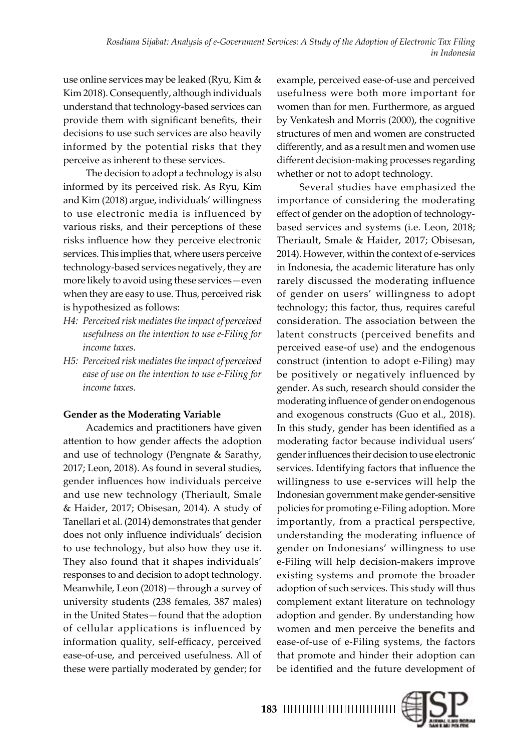use online services may be leaked (Ryu, Kim & Kim 2018). Consequently, although individuals understand that technology-based services can provide them with significant benefits, their decisions to use such services are also heavily informed by the potential risks that they perceive as inherent to these services.

The decision to adopt a technology is also informed by its perceived risk. As Ryu, Kim and Kim (2018) argue, individuals' willingness to use electronic media is influenced by various risks, and their perceptions of these risks influence how they perceive electronic services. This implies that, where users perceive technology-based services negatively, they are more likely to avoid using these services—even when they are easy to use. Thus, perceived risk is hypothesized as follows:

*H4: Perceived risk mediates the impact of perceived usefulness on the intention to use e-Filing for income taxes.*

*H5: Perceived risk mediates the impact of perceived ease of use on the intention to use e-Filing for income taxes.*

**Gender as the Moderating Variable**

Academics and practitioners have given attention to how gender affects the adoption and use of technology (Pengnate & Sarathy, 2017; Leon, 2018). As found in several studies, gender influences how individuals perceive and use new technology (Theriault, Smale & Haider, 2017; Obisesan, 2014). A study of Tanellari et al. (2014) demonstrates that gender does not only influence individuals' decision to use technology, but also how they use it. They also found that it shapes individuals' responses to and decision to adopt technology. Meanwhile, Leon (2018)—through a survey of university students (238 females, 387 males) in the United States—found that the adoption of cellular applications is influenced by information quality, self-efficacy, perceived ease-of-use, and perceived usefulness. All of these were partially moderated by gender; for example, perceived ease-of-use and perceived usefulness were both more important for women than for men. Furthermore, as argued by Venkatesh and Morris (2000), the cognitive structures of men and women are constructed differently, and as a result men and women use different decision-making processes regarding whether or not to adopt technology.

Several studies have emphasized the importance of considering the moderating effect of gender on the adoption of technology-based services and systems (i.e. Leon, 2018; Theriault, Smale & Haider, 2017; Obisesan, 2014). However, within the context of e-services in Indonesia, the academic literature has only rarely discussed the moderating influence of gender on users' willingness to adopt technology; this factor, thus, requires careful consideration. The association between the latent constructs (perceived benefits and perceived ease-of use) and the endogenous construct (intention to adopt e-Filing) may be positively or negatively influenced by gender. As such, research should consider the moderating influence of gender on endogenous and exogenous constructs (Guo et al., 2018). In this study, gender has been identified as a moderating factor because individual users' gender influences their decision to use electronic services. Identifying factors that influence the willingness to use e-services will help the Indonesian government make gender-sensitive policies for promoting e-Filing adoption. More importantly, from a practical perspective, understanding the moderating influence of gender on Indonesians' willingness to use e-Filing will help decision-makers improve existing systems and promote the broader adoption of such services. This study will thus complement extant literature on technology adoption and gender. By understanding how women and men perceive the benefits and ease-of-use of e-Filing systems, the factors that promote and hinder their adoption can be identified and the future development of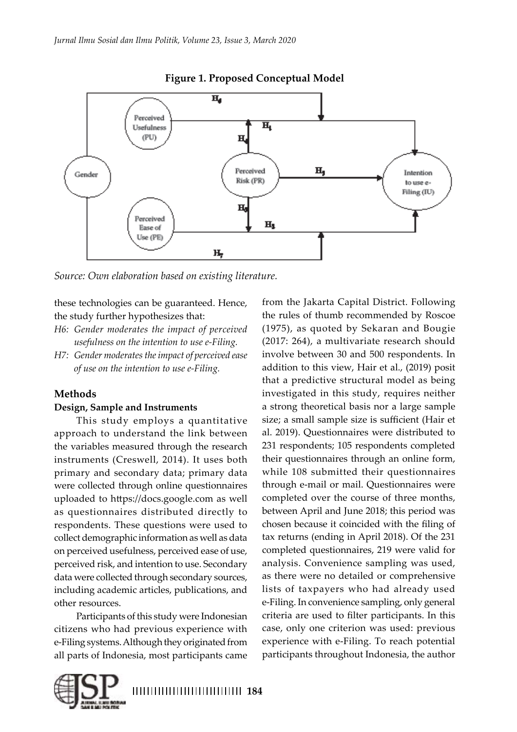**Figure 1. Proposed Conceptual Model**

*Source: Own elaboration based on existing literature.*

these technologies can be guaranteed. Hence, the study further hypothesizes that:

- *H6: Gender moderates the impact of perceived usefulness on the intention to use e-Filing.*
- *H7: Gender moderates the impact of perceived ease of use on the intention to use e-Filing.*

## Methods

### Design, Sample and Instruments

This study employs a quantitative approach to understand the link between the variables measured through the research instruments (Creswell, 2014). It uses both primary and secondary data; primary data were collected through online questionnaires uploaded to https://docs.google.com as well as questionnaires distributed directly to respondents. These questions were used to collect demographic information as well as data on perceived usefulness, perceived ease of use, perceived risk, and intention to use. Secondary data were collected through secondary sources, including academic articles, publications, and other resources.

Participants of this study were Indonesian citizens who had previous experience with e-Filing systems. Although they originated from all parts of Indonesia, most participants came from the Jakarta Capital District. Following the rules of thumb recommended by Roscoe (1975), as quoted by Sekaran and Bougie (2017: 264), a multivariate research should involve between 30 and 500 respondents. In addition to this view, Hair et al., (2019) posit that a predictive structural model as being investigated in this study, requires neither a strong theoretical basis nor a large sample size; a small sample size is sufficient (Hair et al. 2019). Questionnaires were distributed to 231 respondents; 105 respondents completed their questionnaires through an online form, while 108 submitted their questionnaires through e-mail or mail. Questionnaires were completed over the course of three months, between April and June 2018; this period was chosen because it coincided with the filing of tax returns (ending in April 2018). Of the 231 completed questionnaires, 219 were valid for analysis. Convenience sampling was used, as there were no detailed or comprehensive lists of taxpayers who had already used e-Filing. In convenience sampling, only general criteria are used to filter participants. In this case, only one criterion was used: previous experience with e-Filing. To reach potential participants throughout Indonesia, the author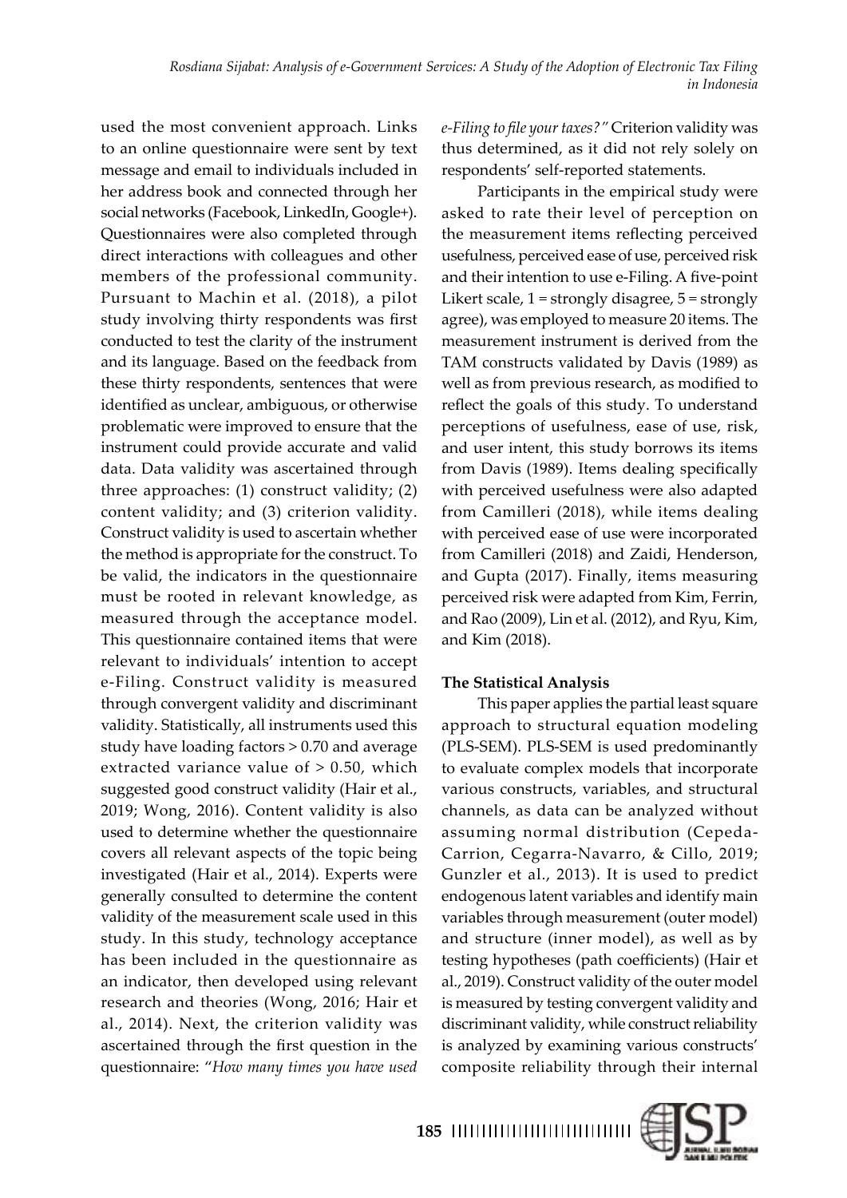used the most convenient approach. Links to an online questionnaire were sent by text message and email to individuals included in her address book and connected through her social networks (Facebook, LinkedIn, Google+). Questionnaires were also completed through direct interactions with colleagues and other members of the professional community. Pursuant to Machin et al. (2018), a pilot study involving thirty respondents was first conducted to test the clarity of the instrument and its language. Based on the feedback from these thirty respondents, sentences that were identified as unclear, ambiguous, or otherwise problematic were improved to ensure that the instrument could provide accurate and valid data. Data validity was ascertained through three approaches: (1) construct validity; (2) content validity; and (3) criterion validity. Construct validity is used to ascertain whether the method is appropriate for the construct. To be valid, the indicators in the questionnaire must be rooted in relevant knowledge, as measured through the acceptance model. This questionnaire contained items that were relevant to individuals' intention to accept e-Filing. Construct validity is measured through convergent validity and discriminant validity. Statistically, all instruments used this study have loading factors > 0.70 and average extracted variance value of > 0.50, which suggested good construct validity (Hair et al., 2019; Wong, 2016). Content validity is also used to determine whether the questionnaire covers all relevant aspects of the topic being investigated (Hair et al., 2014). Experts were generally consulted to determine the content validity of the measurement scale used in this study. In this study, technology acceptance has been included in the questionnaire as an indicator, then developed using relevant research and theories (Wong, 2016; Hair et al., 2014). Next, the criterion validity was ascertained through the first question in the questionnaire: "*How many times you have used e-Filing to file your taxes?"* Criterion validity was thus determined, as it did not rely solely on respondents' self-reported statements.

Participants in the empirical study were asked to rate their level of perception on the measurement items reflecting perceived usefulness, perceived ease of use, perceived risk and their intention to use e-Filing. A five-point Likert scale, 1 = strongly disagree, 5 = strongly agree), was employed to measure 20 items. The measurement instrument is derived from the TAM constructs validated by Davis (1989) as well as from previous research, as modified to reflect the goals of this study. To understand perceptions of usefulness, ease of use, risk, and user intent, this study borrows its items from Davis (1989). Items dealing specifically with perceived usefulness were also adapted from Camilleri (2018), while items dealing with perceived ease of use were incorporated from Camilleri (2018) and Zaidi, Henderson, and Gupta (2017). Finally, items measuring perceived risk were adapted from Kim, Ferrin, and Rao (2009), Lin et al. (2012), and Ryu, Kim, and Kim (2018).

**The Statistical Analysis**

This paper applies the partial least square approach to structural equation modeling (PLS-SEM). PLS-SEM is used predominantly to evaluate complex models that incorporate various constructs, variables, and structural channels, as data can be analyzed without assuming normal distribution (Cepeda-Carrion, Cegarra-Navarro, & Cillo, 2019; Gunzler et al., 2013). It is used to predict endogenous latent variables and identify main variables through measurement (outer model) and structure (inner model), as well as by testing hypotheses (path coefficients) (Hair et al., 2019). Construct validity of the outer model is measured by testing convergent validity and discriminant validity, while construct reliability is analyzed by examining various constructs' composite reliability through their internal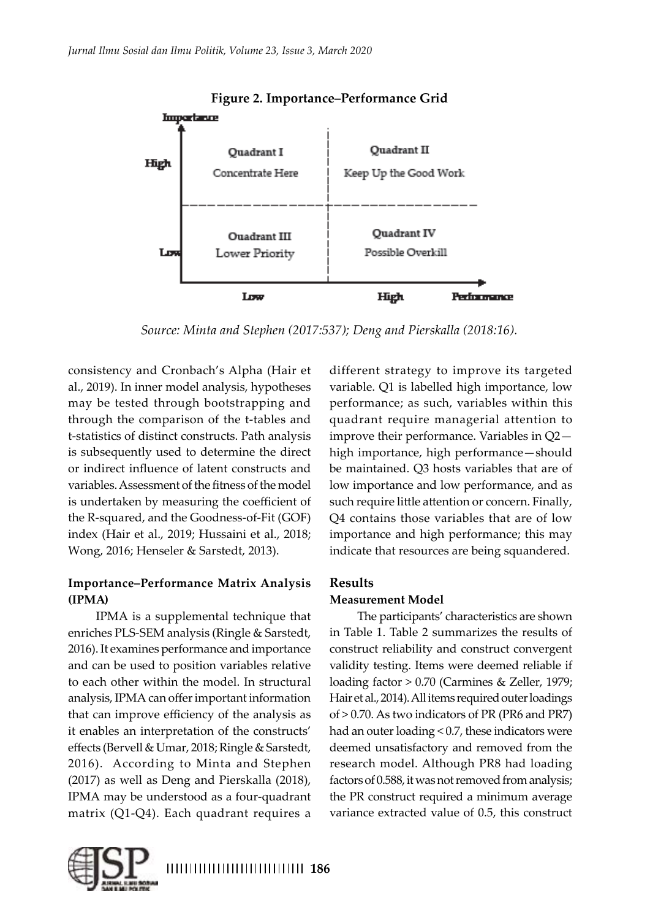**Figure 2. Importance–Performance Grid**

| Importance | Low Performance | High Performance |
|---|---|---|
| High | Quadrant I<br>Concentrate Here | Quadrant II<br>Keep Up the Good Work |
| Low | Quadrant III<br>Lower Priority | Quadrant IV<br>Possible Overkill |

*Source: Minta and Stephen (2017:537); Deng and Pierskalla (2018:16).*

consistency and Cronbach's Alpha (Hair et al., 2019). In inner model analysis, hypotheses may be tested through bootstrapping and through the comparison of the t-tables and t-statistics of distinct constructs. Path analysis is subsequently used to determine the direct or indirect influence of latent constructs and variables. Assessment of the fitness of the model is undertaken by measuring the coefficient of the R-squared, and the Goodness-of-Fit (GOF) index (Hair et al., 2019; Hussaini et al., 2018; Wong, 2016; Henseler & Sarstedt, 2013).

### Importance–Performance Matrix Analysis (IPMA)

IPMA is a supplemental technique that enriches PLS-SEM analysis (Ringle & Sarstedt, 2016). It examines performance and importance and can be used to position variables relative to each other within the model. In structural analysis, IPMA can offer important information that can improve efficiency of the analysis as it enables an interpretation of the constructs' effects (Bervell & Umar, 2018; Ringle & Sarstedt, 2016). According to Minta and Stephen (2017) as well as Deng and Pierskalla (2018), IPMA may be understood as a four-quadrant matrix (Q1-Q4). Each quadrant requires a different strategy to improve its targeted variable. Q1 is labelled high importance, low performance; as such, variables within this quadrant require managerial attention to improve their performance. Variables in Q2—high importance, high performance—should be maintained. Q3 hosts variables that are of low importance and low performance, and as such require little attention or concern. Finally, Q4 contains those variables that are of low importance and high performance; this may indicate that resources are being squandered.

## Results

### Measurement Model

The participants' characteristics are shown in Table 1. Table 2 summarizes the results of construct reliability and construct convergent validity testing. Items were deemed reliable if loading factor > 0.70 (Carmines & Zeller, 1979; Hair et al., 2014). All items required outer loadings of > 0.70. As two indicators of PR (PR6 and PR7) had an outer loading < 0.7, these indicators were deemed unsatisfactory and removed from the research model. Although PR8 had loading factors of 0.588, it was not removed from analysis; the PR construct required a minimum average variance extracted value of 0.5, this construct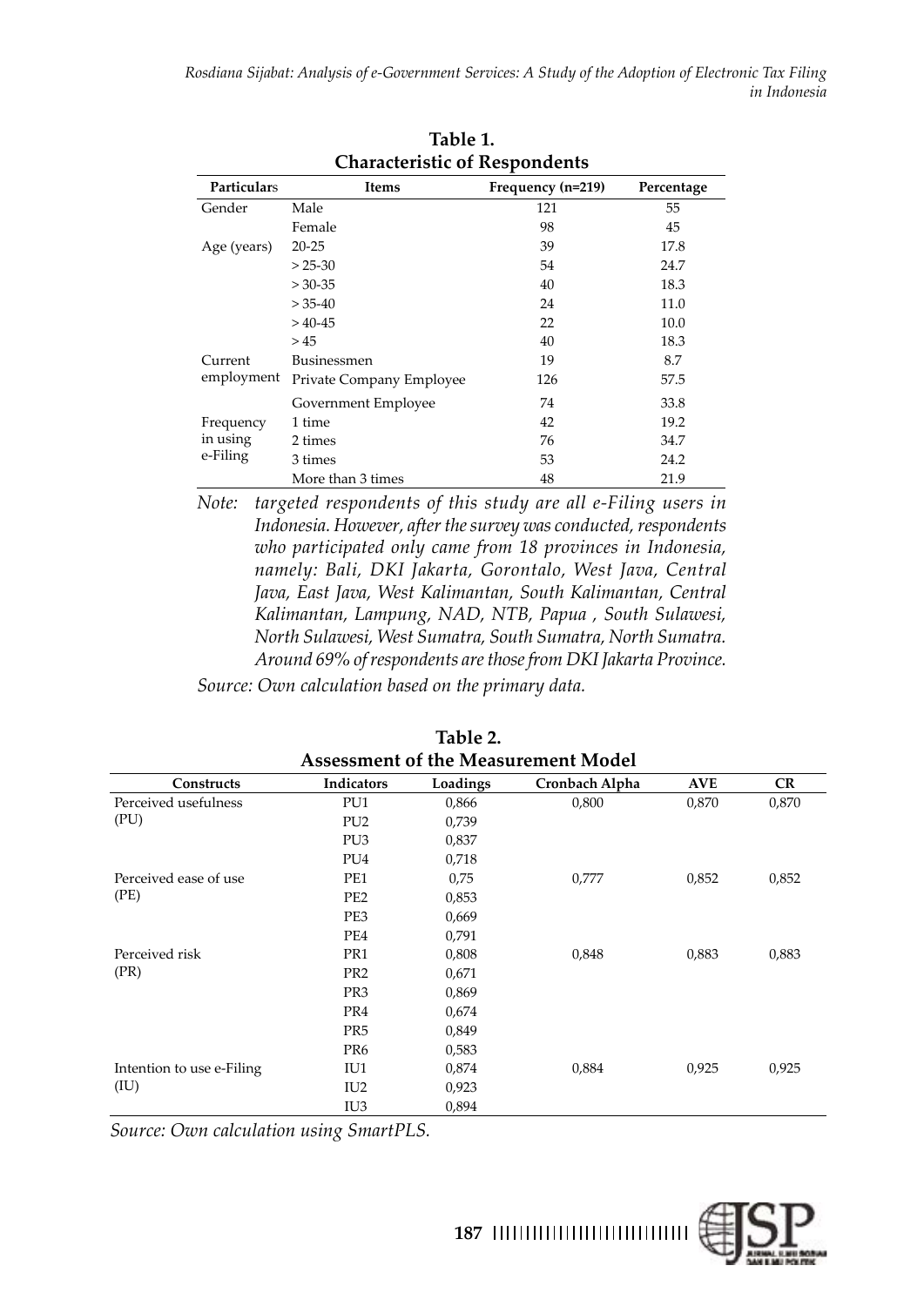**Table 1.**
**Characteristic of Respondents**

| Particulars | Items | Frequency (n=219) | Percentage |
|---|---|---|---|
| Gender | Male | 121 | 55 |
| | Female | 98 | 45 |
| Age (years) | 20-25 | 39 | 17.8 |
| | > 25-30 | 54 | 24.7 |
| | > 30-35 | 40 | 18.3 |
| | > 35-40 | 24 | 11.0 |
| | > 40-45 | 22 | 10.0 |
| | > 45 | 40 | 18.3 |
| Current employment | Businessmen | 19 | 8.7 |
| | Private Company Employee | 126 | 57.5 |
| | Government Employee | 74 | 33.8 |
| Frequency in using e-Filing | 1 time | 42 | 19.2 |
| | 2 times | 76 | 34.7 |
| | 3 times | 53 | 24.2 |
| | More than 3 times | 48 | 21.9 |

*Note: targeted respondents of this study are all e-Filing users in Indonesia. However, after the survey was conducted, respondents who participated only came from 18 provinces in Indonesia, namely: Bali, DKI Jakarta, Gorontalo, West Java, Central Java, East Java, West Kalimantan, South Kalimantan, Central Kalimantan, Lampung, NAD, NTB, Papua , South Sulawesi, North Sulawesi, West Sumatra, South Sumatra, North Sumatra. Around 69% of respondents are those from DKI Jakarta Province.*

*Source: Own calculation based on the primary data.*

**Table 2.**
**Assessment of the Measurement Model**

| Constructs | Indicators | Loadings | Cronbach Alpha | AVE | CR |
|---|---|---|---|---|---|
| Perceived usefulness (PU) | PU1 | 0,866 | 0,800 | 0,870 | 0,870 |
| | PU2 | 0,739 | | | |
| | PU3 | 0,837 | | | |
| | PU4 | 0,718 | | | |
| Perceived ease of use (PE) | PE1 | 0,75 | 0,777 | 0,852 | 0,852 |
| | PE2 | 0,853 | | | |
| | PE3 | 0,669 | | | |
| | PE4 | 0,791 | | | |
| Perceived risk (PR) | PR1 | 0,808 | 0,848 | 0,883 | 0,883 |
| | PR2 | 0,671 | | | |
| | PR3 | 0,869 | | | |
| | PR4 | 0,674 | | | |
| | PR5 | 0,849 | | | |
| | PR6 | 0,583 | | | |
| Intention to use e-Filing (IU) | IU1 | 0,874 | 0,884 | 0,925 | 0,925 |
| | IU2 | 0,923 | | | |
| | IU3 | 0,894 | | | |

*Source: Own calculation using SmartPLS.*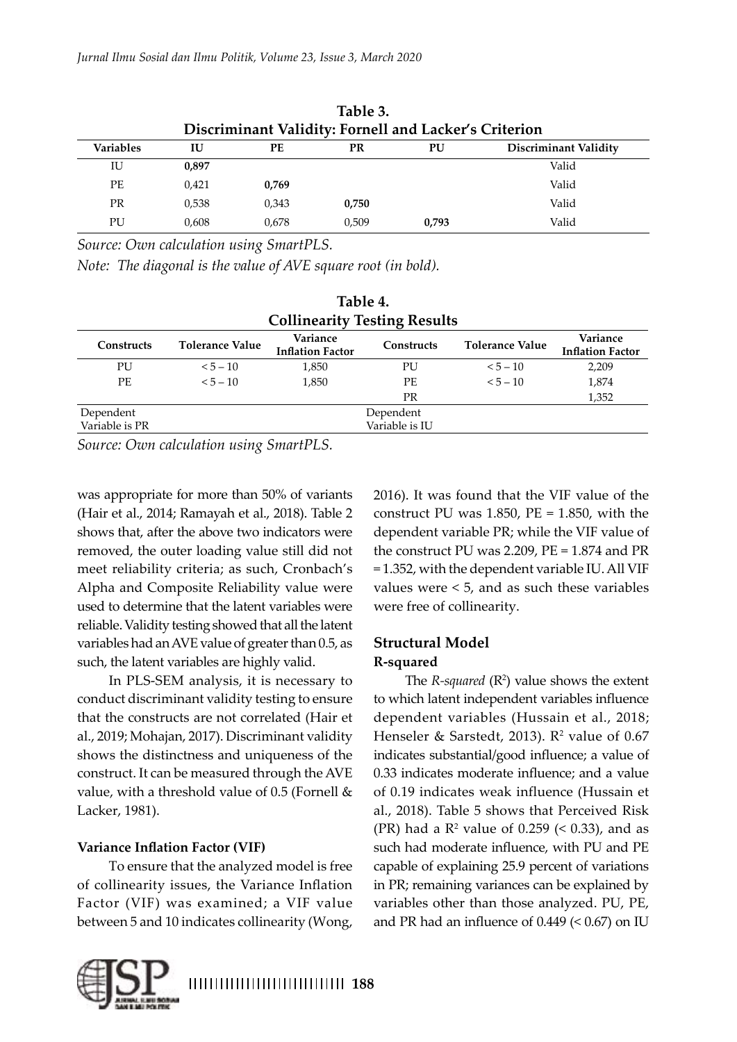**Table 3.**
**Discriminant Validity: Fornell and Lacker's Criterion**

| Variables | IU | PE | PR | PU | Discriminant Validity |
|---|---|---|---|---|---|
| IU | **0,897** | | | | Valid |
| PE | 0,421 | **0,769** | | | Valid |
| PR | 0,538 | 0,343 | **0,750** | | Valid |
| PU | 0,608 | 0,678 | 0,509 | **0,793** | Valid |

*Source: Own calculation using SmartPLS.*
*Note: The diagonal is the value of AVE square root (in bold).*

**Table 4.**
**Collinearity Testing Results**

| Constructs | Tolerance Value | Variance Inflation Factor | Constructs | Tolerance Value | Variance Inflation Factor |
|---|---|---|---|---|---|
| PU | < 5 – 10 | 1,850 | PU | < 5 – 10 | 2,209 |
| PE | < 5 – 10 | 1,850 | PE | < 5 – 10 | 1,874 |
| | | | PR | | 1,352 |
| Dependent Variable is PR | | | Dependent Variable is IU | | |

*Source: Own calculation using SmartPLS.*

was appropriate for more than 50% of variants (Hair et al., 2014; Ramayah et al., 2018). Table 2 shows that, after the above two indicators were removed, the outer loading value still did not meet reliability criteria; as such, Cronbach's Alpha and Composite Reliability value were used to determine that the latent variables were reliable. Validity testing showed that all the latent variables had an AVE value of greater than 0.5, as such, the latent variables are highly valid.

In PLS-SEM analysis, it is necessary to conduct discriminant validity testing to ensure that the constructs are not correlated (Hair et al., 2019; Mohajan, 2017). Discriminant validity shows the distinctness and uniqueness of the construct. It can be measured through the AVE value, with a threshold value of 0.5 (Fornell & Lacker, 1981).

#### Variance Inflation Factor (VIF)

To ensure that the analyzed model is free of collinearity issues, the Variance Inflation Factor (VIF) was examined; a VIF value between 5 and 10 indicates collinearity (Wong, 2016). It was found that the VIF value of the construct PU was 1.850, PE = 1.850, with the dependent variable PR; while the VIF value of the construct PU was 2.209, PE = 1.874 and PR = 1.352, with the dependent variable IU. All VIF values were < 5, and as such these variables were free of collinearity.

### Structural Model

#### R-squared

The *R-squared* ($R^2$) value shows the extent to which latent independent variables influence dependent variables (Hussain et al., 2018; Henseler & Sarstedt, 2013). $R^2$ value of 0.67 indicates substantial/good influence; a value of 0.33 indicates moderate influence; and a value of 0.19 indicates weak influence (Hussain et al., 2018). Table 5 shows that Perceived Risk (PR) had a $R^2$ value of 0.259 (< 0.33), and as such had moderate influence, with PU and PE capable of explaining 25.9 percent of variations in PR; remaining variances can be explained by variables other than those analyzed. PU, PE, and PR had an influence of 0.449 (< 0.67) on IU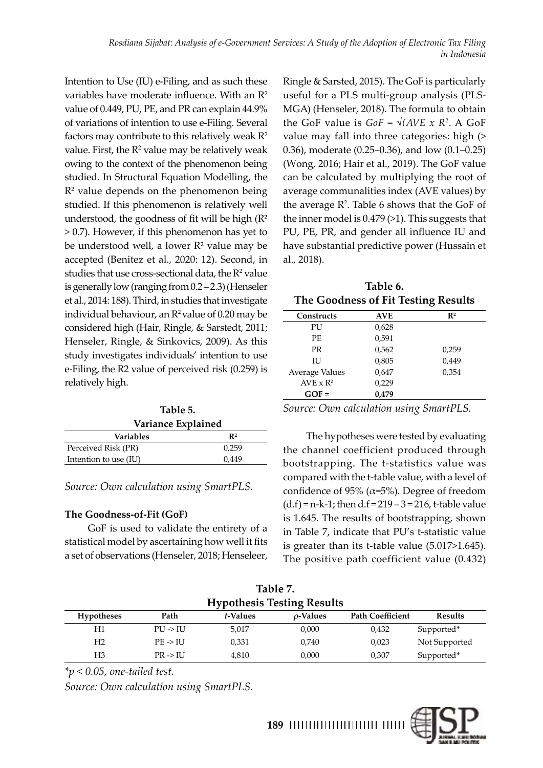Intention to Use (IU) e-Filing, and as such these variables have moderate influence. With an $R^2$ value of 0.449, PU, PE, and PR can explain 44.9% of variations of intention to use e-Filing. Several factors may contribute to this relatively weak $R^2$ value. First, the $R^2$ value may be relatively weak owing to the context of the phenomenon being studied. In Structural Equation Modelling, the $R^2$ value depends on the phenomenon being studied. If this phenomenon is relatively well understood, the goodness of fit will be high ($R^2 > 0.7$). However, if this phenomenon has yet to be understood well, a lower $R^2$ value may be accepted (Benitez et al., 2020: 12). Second, in studies that use cross-sectional data, the $R^2$ value is generally low (ranging from 0.2 – 2.3) (Henseler et al., 2014: 188). Third, in studies that investigate individual behaviour, an $R^2$ value of 0.20 may be considered high (Hair, Ringle, & Sarstedt, 2011; Henseler, Ringle, & Sinkovics, 2009). As this study investigates individuals' intention to use e-Filing, the R2 value of perceived risk (0.259) is relatively high.

**Table 5.**
**Variance Explained**

| Variables | $R^2$ |
|---|---|
| Perceived Risk (PR) | 0,259 |
| Intention to use (IU) | 0,449 |

*Source: Own calculation using SmartPLS.*

#### The Goodness-of-Fit (GoF)

GoF is used to validate the entirety of a statistical model by ascertaining how well it fits a set of observations (Henseler, 2018; Henseleer, Ringle & Sarsted, 2015). The GoF is particularly useful for a PLS multi-group analysis (PLS-MGA) (Henseler, 2018). The formula to obtain the GoF value is $GoF = \sqrt{(AVE \times R^2}$. A GoF value may fall into three categories: high (> 0.36), moderate (0.25–0.36), and low (0.1–0.25) (Wong, 2016; Hair et al., 2019). The GoF value can be calculated by multiplying the root of average communalities index (AVE values) by the average $R^2$. Table 6 shows that the GoF of the inner model is 0.479 (>1). This suggests that PU, PE, PR, and gender all influence IU and have substantial predictive power (Hussain et al., 2018).

**Table 6.**
**The Goodness of Fit Testing Results**

| Constructs | AVE | $R^2$ |
|---|---|---|
| PU | 0,628 | |
| PE | 0,591 | |
| PR | 0,562 | 0,259 |
| IU | 0,805 | 0,449 |
| Average Values | 0,647 | 0,354 |
| AVE x $R^2$ | 0,229 | |
| **GOF =** | **0,479** | |

*Source: Own calculation using SmartPLS.*

The hypotheses were tested by evaluating the channel coefficient produced through bootstrapping. The t-statistics value was compared with the t-table value, with a level of confidence of 95% ($\alpha$=5%). Degree of freedom (d.f) = n-k-1; then d.f = 219 – 3 = 216, t-table value is 1.645. The results of bootstrapping, shown in Table 7, indicate that PU's t-statistic value is greater than its t-table value (5.017>1.645). The positive path coefficient value (0.432)

**Table 7.**
**Hypothesis Testing Results**

| Hypotheses | Path | *t*-Values | *ρ*-Values | Path Coefficient | Results |
|---|---|---|---|---|---|
| H1 | PU -> IU | 5,017 | 0,000 | 0,432 | Supported* |
| H2 | PE -> IU | 0,331 | 0,740 | 0,023 | Not Supported |
| H3 | PR -> IU | 4,810 | 0,000 | 0,307 | Supported* |

*$p < 0.05$, one-tailed test.*

*Source: Own calculation using SmartPLS.*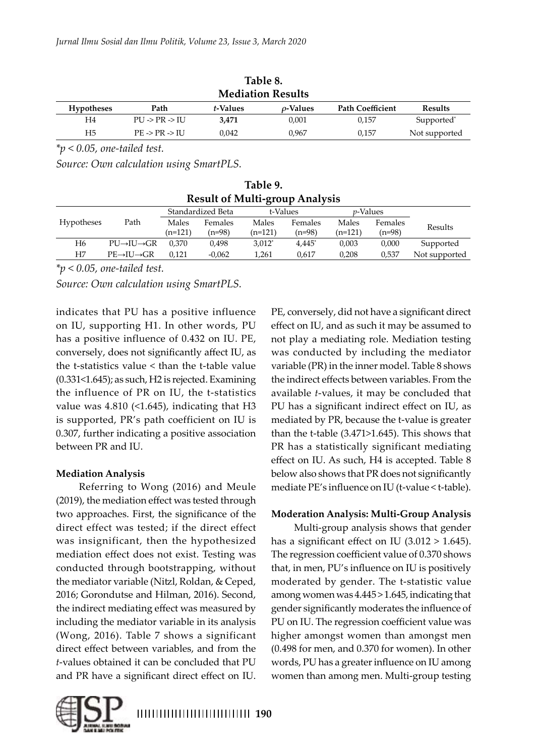**Table 8.**
**Mediation Results**

| Hypotheses | Path | *t*-Values | *ρ*-Values | Path Coefficient | Results |
|---|---|---|---|---|---|
| H4 | PU -> PR -> IU | **3,471** | 0,001 | 0,157 | Supported* |
| H5 | PE -> PR -> IU | 0,042 | 0,967 | 0,157 | Not supported |

*$p < 0.05$, one-tailed test.*

*Source: Own calculation using SmartPLS.*

**Table 9.**
**Result of Multi-group Analysis**

| Hypotheses | Path | Standardized Beta | | t-Values | | *p*-Values | | Results |
|---|---|---|---|---|---|---|---|---|
| | | Males (n=121) | Females (n=98) | Males (n=121) | Females (n=98) | Males (n=121) | Females (n=98) | |
| H6 | PU→IU→GR | 0,370 | 0,498 | 3,012* | 4,445* | 0,003 | 0,000 | Supported |
| H7 | PE→IU→GR | 0,121 | -0,062 | 1,261 | 0,617 | 0,208 | 0,537 | Not supported |

*$p < 0.05$, one-tailed test.*

*Source: Own calculation using SmartPLS.*

indicates that PU has a positive influence on IU, supporting H1. In other words, PU has a positive influence of 0.432 on IU. PE, conversely, does not significantly affect IU, as the t-statistics value < than the t-table value (0.331<1.645); as such, H2 is rejected. Examining the influence of PR on IU, the t-statistics value was 4.810 (<1.645), indicating that H3 is supported, PR's path coefficient on IU is 0.307, further indicating a positive association between PR and IU.

#### Mediation Analysis

Referring to Wong (2016) and Meule (2019), the mediation effect was tested through two approaches. First, the significance of the direct effect was tested; if the direct effect was insignificant, then the hypothesized mediation effect does not exist. Testing was conducted through bootstrapping, without the mediator variable (Nitzl, Roldan, & Ceped, 2016; Gorondutse and Hilman, 2016). Second, the indirect mediating effect was measured by including the mediator variable in its analysis (Wong, 2016). Table 7 shows a significant direct effect between variables, and from the *t*-values obtained it can be concluded that PU and PR have a significant direct effect on IU. PE, conversely, did not have a significant direct effect on IU, and as such it may be assumed to not play a mediating role. Mediation testing was conducted by including the mediator variable (PR) in the inner model. Table 8 shows the indirect effects between variables. From the available *t*-values, it may be concluded that PU has a significant indirect effect on IU, as mediated by PR, because the t-value is greater than the t-table (3.471>1.645). This shows that PR has a statistically significant mediating effect on IU. As such, H4 is accepted. Table 8 below also shows that PR does not significantly mediate PE's influence on IU (t-value < t-table).

#### Moderation Analysis: Multi-Group Analysis

Multi-group analysis shows that gender has a significant effect on IU (3.012 > 1.645). The regression coefficient value of 0.370 shows that, in men, PU's influence on IU is positively moderated by gender. The t-statistic value among women was 4.445 > 1.645, indicating that gender significantly moderates the influence of PU on IU. The regression coefficient value was higher amongst women than amongst men (0.498 for men, and 0.370 for women). In other words, PU has a greater influence on IU among women than among men. Multi-group testing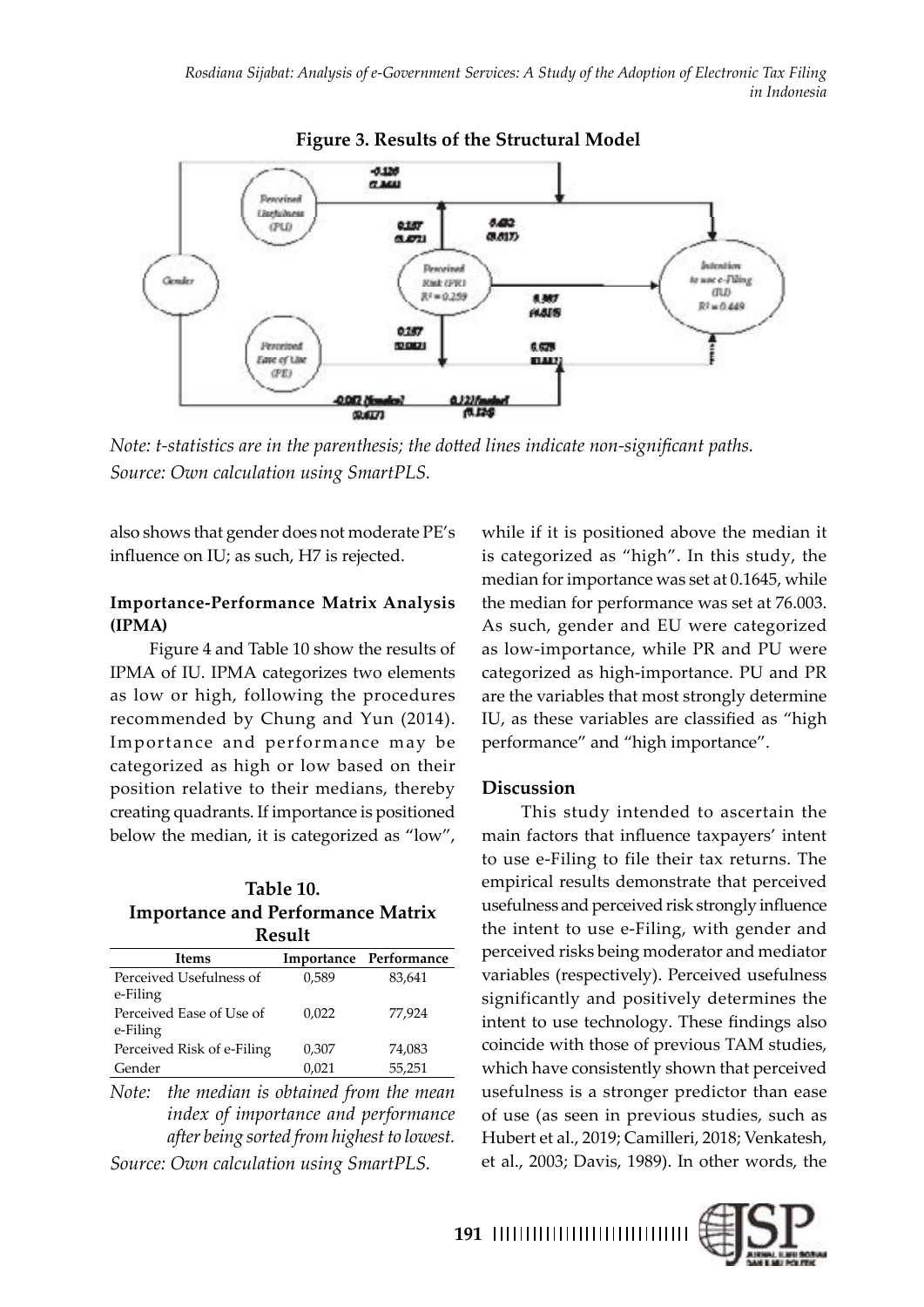**Figure 3. Results of the Structural Model**

*Note: t-statistics are in the parenthesis; the dotted lines indicate non-significant paths.*
*Source: Own calculation using SmartPLS.*

also shows that gender does not moderate PE's influence on IU; as such, H7 is rejected.

### Importance-Performance Matrix Analysis (IPMA)

Figure 4 and Table 10 show the results of IPMA of IU. IPMA categorizes two elements as low or high, following the procedures recommended by Chung and Yun (2014). Importance and performance may be categorized as high or low based on their position relative to their medians, thereby creating quadrants. If importance is positioned below the median, it is categorized as "low", while if it is positioned above the median it is categorized as "high". In this study, the median for importance was set at 0.1645, while the median for performance was set at 76.003. As such, gender and EU were categorized as low-importance, while PR and PU were categorized as high-importance. PU and PR are the variables that most strongly determine IU, as these variables are classified as "high performance" and "high importance".

**Table 10. Importance and Performance Matrix Result**

| Items | Importance | Performance |
|---|---|---|
| Perceived Usefulness of e-Filing | 0,589 | 83,641 |
| Perceived Ease of Use of e-Filing | 0,022 | 77,924 |
| Perceived Risk of e-Filing | 0,307 | 74,083 |
| Gender | 0,021 | 55,251 |

*Note: the median is obtained from the mean index of importance and performance after being sorted from highest to lowest.*

*Source: Own calculation using SmartPLS.*

### Discussion

This study intended to ascertain the main factors that influence taxpayers' intent to use e-Filing to file their tax returns. The empirical results demonstrate that perceived usefulness and perceived risk strongly influence the intent to use e-Filing, with gender and perceived risks being moderator and mediator variables (respectively). Perceived usefulness significantly and positively determines the intent to use technology. These findings also coincide with those of previous TAM studies, which have consistently shown that perceived usefulness is a stronger predictor than ease of use (as seen in previous studies, such as Hubert et al., 2019; Camilleri, 2018; Venkatesh, et al., 2003; Davis, 1989). In other words, the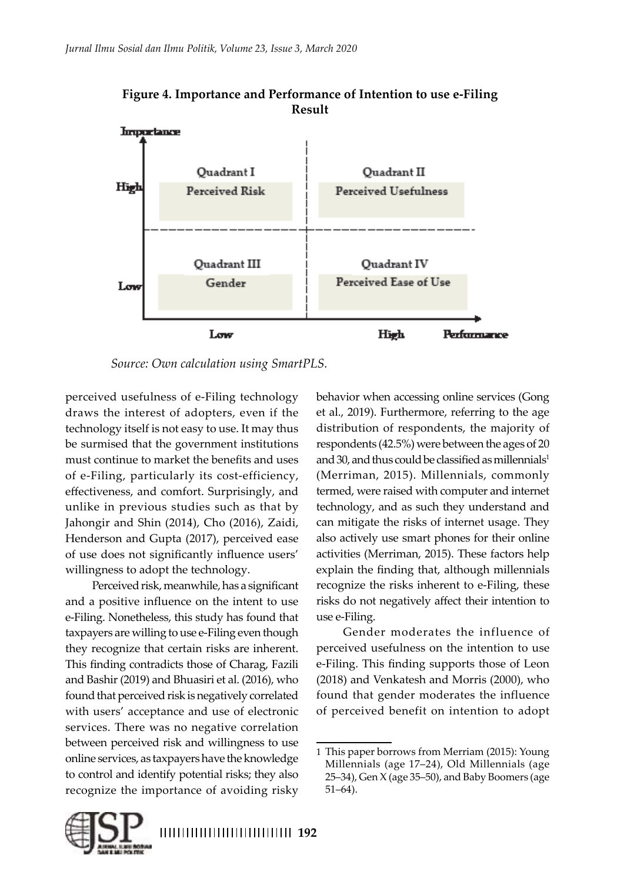**Figure 4. Importance and Performance of Intention to use e-Filing Result**

| Importance | Low Performance | High Performance |
|---|---|---|
| High | Quadrant I: Perceived Risk | Quadrant II: Perceived Usefulness |
| Low | Quadrant III: Gender | Quadrant IV: Perceived Ease of Use |

*Source: Own calculation using SmartPLS.*

perceived usefulness of e-Filing technology draws the interest of adopters, even if the technology itself is not easy to use. It may thus be surmised that the government institutions must continue to market the benefits and uses of e-Filing, particularly its cost-efficiency, effectiveness, and comfort. Surprisingly, and unlike in previous studies such as that by Jahongir and Shin (2014), Cho (2016), Zaidi, Henderson and Gupta (2017), perceived ease of use does not significantly influence users' willingness to adopt the technology.

Perceived risk, meanwhile, has a significant and a positive influence on the intent to use e-Filing. Nonetheless, this study has found that taxpayers are willing to use e-Filing even though they recognize that certain risks are inherent. This finding contradicts those of Charag, Fazili and Bashir (2019) and Bhuasiri et al. (2016), who found that perceived risk is negatively correlated with users' acceptance and use of electronic services. There was no negative correlation between perceived risk and willingness to use online services, as taxpayers have the knowledge to control and identify potential risks; they also recognize the importance of avoiding risky behavior when accessing online services (Gong et al., 2019). Furthermore, referring to the age distribution of respondents, the majority of respondents (42.5%) were between the ages of 20 and 30, and thus could be classified as millennials[1] (Merriman, 2015). Millennials, commonly termed, were raised with computer and internet technology, and as such they understand and can mitigate the risks of internet usage. They also actively use smart phones for their online activities (Merriman, 2015). These factors help explain the finding that, although millennials recognize the risks inherent to e-Filing, these risks do not negatively affect their intention to use e-Filing.

Gender moderates the influence of perceived usefulness on the intention to use e-Filing. This finding supports those of Leon (2018) and Venkatesh and Morris (2000), who found that gender moderates the influence of perceived benefit on intention to adopt

---

1 This paper borrows from Merriam (2015): Young Millennials (age 17–24), Old Millennials (age 25–34), Gen X (age 35–50), and Baby Boomers (age 51–64).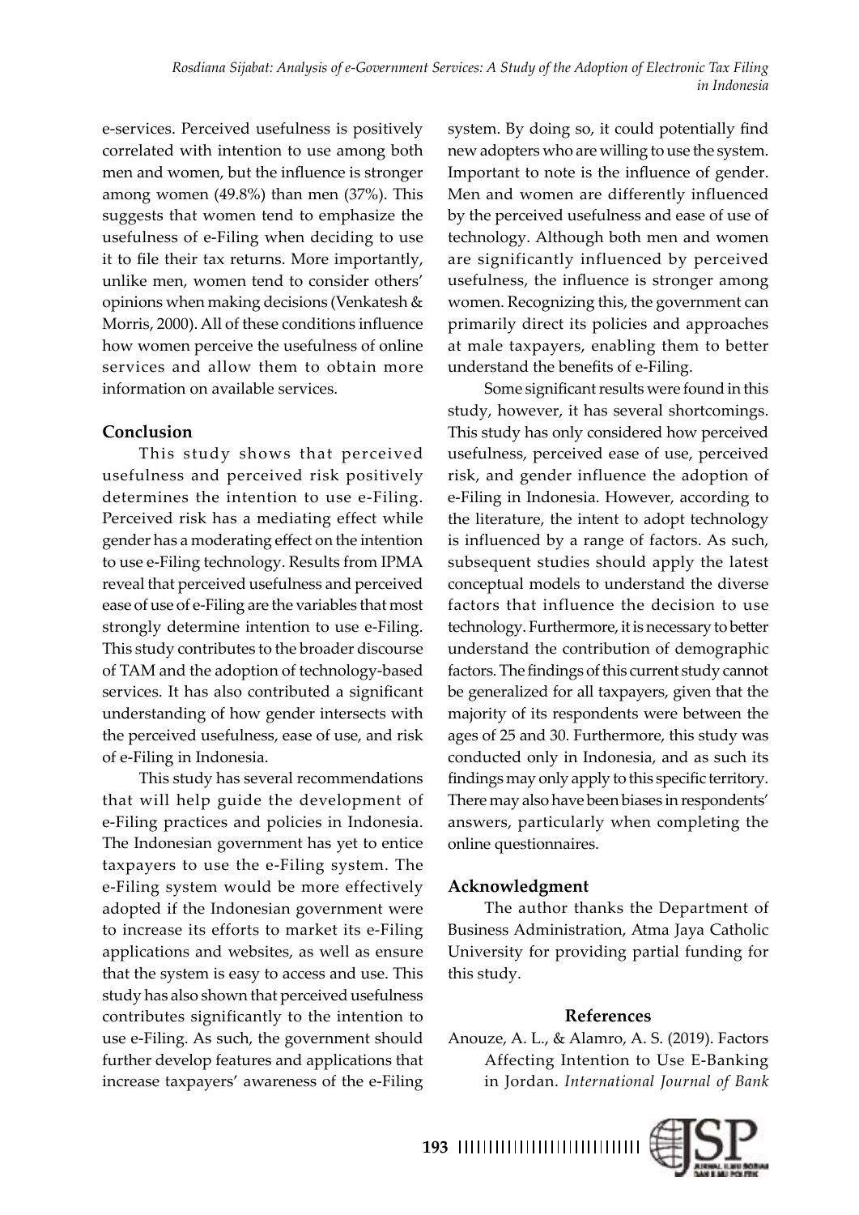e-services. Perceived usefulness is positively correlated with intention to use among both men and women, but the influence is stronger among women (49.8%) than men (37%). This suggests that women tend to emphasize the usefulness of e-Filing when deciding to use it to file their tax returns. More importantly, unlike men, women tend to consider others' opinions when making decisions (Venkatesh & Morris, 2000). All of these conditions influence how women perceive the usefulness of online services and allow them to obtain more information on available services.

## Conclusion

This study shows that perceived usefulness and perceived risk positively determines the intention to use e-Filing. Perceived risk has a mediating effect while gender has a moderating effect on the intention to use e-Filing technology. Results from IPMA reveal that perceived usefulness and perceived ease of use of e-Filing are the variables that most strongly determine intention to use e-Filing. This study contributes to the broader discourse of TAM and the adoption of technology-based services. It has also contributed a significant understanding of how gender intersects with the perceived usefulness, ease of use, and risk of e-Filing in Indonesia.

This study has several recommendations that will help guide the development of e-Filing practices and policies in Indonesia. The Indonesian government has yet to entice taxpayers to use the e-Filing system. The e-Filing system would be more effectively adopted if the Indonesian government were to increase its efforts to market its e-Filing applications and websites, as well as ensure that the system is easy to access and use. This study has also shown that perceived usefulness contributes significantly to the intention to use e-Filing. As such, the government should further develop features and applications that increase taxpayers' awareness of the e-Filing system. By doing so, it could potentially find new adopters who are willing to use the system. Important to note is the influence of gender. Men and women are differently influenced by the perceived usefulness and ease of use of technology. Although both men and women are significantly influenced by perceived usefulness, the influence is stronger among women. Recognizing this, the government can primarily direct its policies and approaches at male taxpayers, enabling them to better understand the benefits of e-Filing.

Some significant results were found in this study, however, it has several shortcomings. This study has only considered how perceived usefulness, perceived ease of use, perceived risk, and gender influence the adoption of e-Filing in Indonesia. However, according to the literature, the intent to adopt technology is influenced by a range of factors. As such, subsequent studies should apply the latest conceptual models to understand the diverse factors that influence the decision to use technology. Furthermore, it is necessary to better understand the contribution of demographic factors. The findings of this current study cannot be generalized for all taxpayers, given that the majority of its respondents were between the ages of 25 and 30. Furthermore, this study was conducted only in Indonesia, and as such its findings may only apply to this specific territory. There may also have been biases in respondents' answers, particularly when completing the online questionnaires.

## Acknowledgment

The author thanks the Department of Business Administration, Atma Jaya Catholic University for providing partial funding for this study.

## References

Anouze, A. L., & Alamro, A. S. (2019). Factors Affecting Intention to Use E-Banking in Jordan. *International Journal of Bank*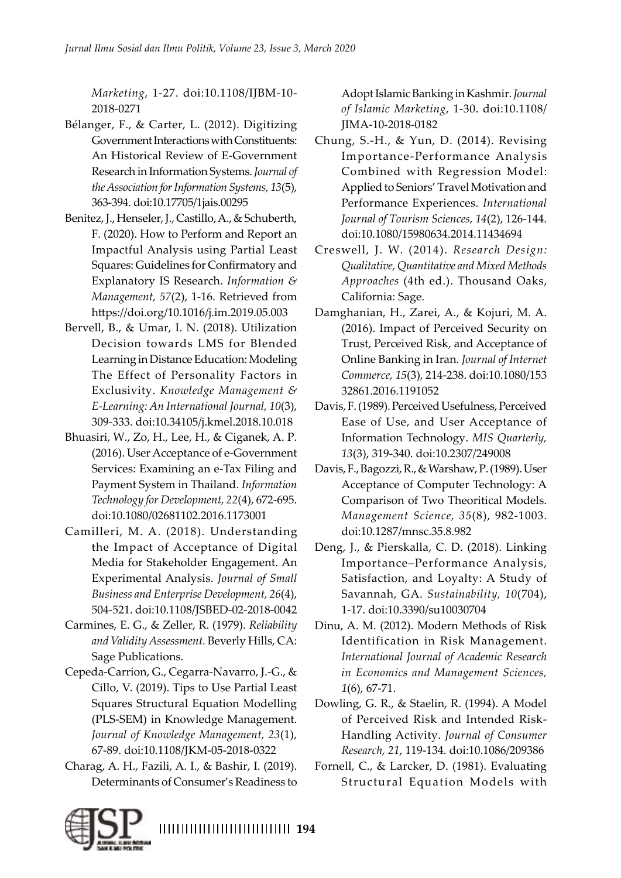*Marketing*, 1-27. doi:10.1108/IJBM-10-2018-0271

Bélanger, F., & Carter, L. (2012). Digitizing Government Interactions with Constituents: An Historical Review of E-Government Research in Information Systems. *Journal of the Association for Information Systems, 13*(5), 363-394. doi:10.17705/1jais.00295

Benitez, J., Henseler, J., Castillo, A., & Schuberth, F. (2020). How to Perform and Report an Impactful Analysis using Partial Least Squares: Guidelines for Confirmatory and Explanatory IS Research. *Information & Management, 57*(2), 1-16. Retrieved from https://doi.org/10.1016/j.im.2019.05.003

Bervell, B., & Umar, I. N. (2018). Utilization Decision towards LMS for Blended Learning in Distance Education: Modeling The Effect of Personality Factors in Exclusivity. *Knowledge Management & E-Learning: An International Journal, 10*(3), 309-333. doi:10.34105/j.kmel.2018.10.018

Bhuasiri, W., Zo, H., Lee, H., & Ciganek, A. P. (2016). User Acceptance of e-Government Services: Examining an e-Tax Filing and Payment System in Thailand. *Information Technology for Development, 22*(4), 672-695. doi:10.1080/02681102.2016.1173001

Camilleri, M. A. (2018). Understanding the Impact of Acceptance of Digital Media for Stakeholder Engagement. An Experimental Analysis. *Journal of Small Business and Enterprise Development, 26*(4), 504-521. doi:10.1108/JSBED-02-2018-0042

Carmines, E. G., & Zeller, R. (1979). *Reliability and Validity Assessment.* Beverly Hills, CA: Sage Publications.

Cepeda-Carrion, G., Cegarra-Navarro, J.-G., & Cillo, V. (2019). Tips to Use Partial Least Squares Structural Equation Modelling (PLS-SEM) in Knowledge Management. *Journal of Knowledge Management, 23*(1), 67-89. doi:10.1108/JKM-05-2018-0322

Charag, A. H., Fazili, A. I., & Bashir, I. (2019). Determinants of Consumer's Readiness to Adopt Islamic Banking in Kashmir. *Journal of Islamic Marketing*, 1-30. doi:10.1108/JIMA-10-2018-0182

Chung, S.-H., & Yun, D. (2014). Revising Importance-Performance Analysis Combined with Regression Model: Applied to Seniors' Travel Motivation and Performance Experiences. *International Journal of Tourism Sciences, 14*(2), 126-144. doi:10.1080/15980634.2014.11434694

Creswell, J. W. (2014). *Research Design: Qualitative, Quantitative and Mixed Methods Approaches* (4th ed.). Thousand Oaks, California: Sage.

Damghanian, H., Zarei, A., & Kojuri, M. A. (2016). Impact of Perceived Security on Trust, Perceived Risk, and Acceptance of Online Banking in Iran. *Journal of Internet Commerce, 15*(3), 214-238. doi:10.1080/15332861.2016.1191052

Davis, F. (1989). Perceived Usefulness, Perceived Ease of Use, and User Acceptance of Information Technology. *MIS Quarterly, 13*(3), 319-340. doi:10.2307/249008

Davis, F., Bagozzi, R., & Warshaw, P. (1989). User Acceptance of Computer Technology: A Comparison of Two Theoritical Models. *Management Science, 35*(8), 982-1003. doi:10.1287/mnsc.35.8.982

Deng, J., & Pierskalla, C. D. (2018). Linking Importance–Performance Analysis, Satisfaction, and Loyalty: A Study of Savannah, GA. *Sustainability, 10*(704), 1-17. doi:10.3390/su10030704

Dinu, A. M. (2012). Modern Methods of Risk Identification in Risk Management. *International Journal of Academic Research in Economics and Management Sciences, 1*(6), 67-71.

Dowling, G. R., & Staelin, R. (1994). A Model of Perceived Risk and Intended Risk-Handling Activity. *Journal of Consumer Research, 21*, 119-134. doi:10.1086/209386

Fornell, C., & Larcker, D. (1981). Evaluating Structural Equation Models with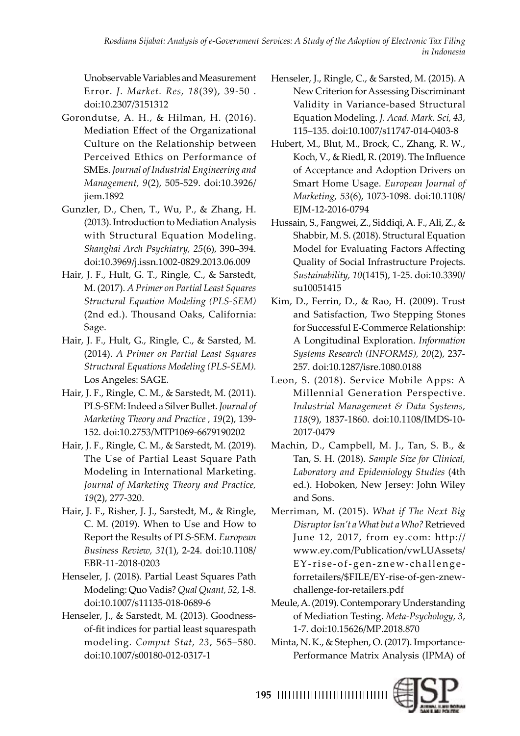Unobservable Variables and Measurement Error. *J. Market. Res, 18*(39), 39-50 . doi:10.2307/3151312

Gorondutse, A. H., & Hilman, H. (2016). Mediation Effect of the Organizational Culture on the Relationship between Perceived Ethics on Performance of SMEs. *Journal of Industrial Engineering and Management, 9*(2), 505-529. doi:10.3926/jiem.1892

Gunzler, D., Chen, T., Wu, P., & Zhang, H. (2013). Introduction to Mediation Analysis with Structural Equation Modeling. *Shanghai Arch Psychiatry, 25*(6), 390–394. doi:10.3969/j.issn.1002-0829.2013.06.009

Hair, J. F., Hult, G. T., Ringle, C., & Sarstedt, M. (2017). *A Primer on Partial Least Squares Structural Equation Modeling (PLS-SEM)* (2nd ed.). Thousand Oaks, California: Sage.

Hair, J. F., Hult, G., Ringle, C., & Sarsted, M. (2014). *A Primer on Partial Least Squares Structural Equations Modeling (PLS-SEM).* Los Angeles: SAGE.

Hair, J. F., Ringle, C. M., & Sarstedt, M. (2011). PLS-SEM: Indeed a Silver Bullet. *Journal of Marketing Theory and Practice , 19*(2), 139-152. doi:10.2753/MTP1069-6679190202

Hair, J. F., Ringle, C. M., & Sarstedt, M. (2019). The Use of Partial Least Square Path Modeling in International Marketing. *Journal of Marketing Theory and Practice, 19*(2), 277-320.

Hair, J. F., Risher, J. J., Sarstedt, M., & Ringle, C. M. (2019). When to Use and How to Report the Results of PLS-SEM. *European Business Review, 31*(1), 2-24. doi:10.1108/EBR-11-2018-0203

Henseler, J. (2018). Partial Least Squares Path Modeling: Quo Vadis? *Qual Quant, 52*, 1-8. doi:10.1007/s11135-018-0689-6

Henseler, J., & Sarstedt, M. (2013). Goodness-of-fit indices for partial least squarespath modeling. *Comput Stat, 23*, 565–580. doi:10.1007/s00180-012-0317-1

Henseler, J., Ringle, C., & Sarsted, M. (2015). A New Criterion for Assessing Discriminant Validity in Variance-based Structural Equation Modeling. *J. Acad. Mark. Sci, 43*, 115–135. doi:10.1007/s11747-014-0403-8

Hubert, M., Blut, M., Brock, C., Zhang, R. W., Koch, V., & Riedl, R. (2019). The Influence of Acceptance and Adoption Drivers on Smart Home Usage. *European Journal of Marketing, 53*(6), 1073-1098. doi:10.1108/EJM-12-2016-0794

Hussain, S., Fangwei, Z., Siddiqi, A. F., Ali, Z., & Shabbir, M. S. (2018). Structural Equation Model for Evaluating Factors Affecting Quality of Social Infrastructure Projects. *Sustainability, 10*(1415), 1-25. doi:10.3390/su10051415

Kim, D., Ferrin, D., & Rao, H. (2009). Trust and Satisfaction, Two Stepping Stones for Successful E-Commerce Relationship: A Longitudinal Exploration. *Information Systems Research (INFORMS), 20*(2), 237-257. doi:10.1287/isre.1080.0188

Leon, S. (2018). Service Mobile Apps: A Millennial Generation Perspective. *Industrial Management & Data Systems, 118*(9), 1837-1860. doi:10.1108/IMDS-10-2017-0479

Machin, D., Campbell, M. J., Tan, S. B., & Tan, S. H. (2018). *Sample Size for Clinical, Laboratory and Epidemiology Studies* (4th ed.). Hoboken, New Jersey: John Wiley and Sons.

Merriman, M. (2015). *What if The Next Big Disruptor Isn't a What but a Who?* Retrieved June 12, 2017, from ey.com: http://www.ey.com/Publication/vwLUAssets/EY-rise-of-gen-znew-challenge-forretailers/$FILE/EY-rise-of-gen-znew-challenge-for-retailers.pdf

Meule, A. (2019). Contemporary Understanding of Mediation Testing. *Meta-Psychology, 3*, 1-7. doi:10.15626/MP.2018.870

Minta, N. K., & Stephen, O. (2017). Importance-Performance Matrix Analysis (IPMA) of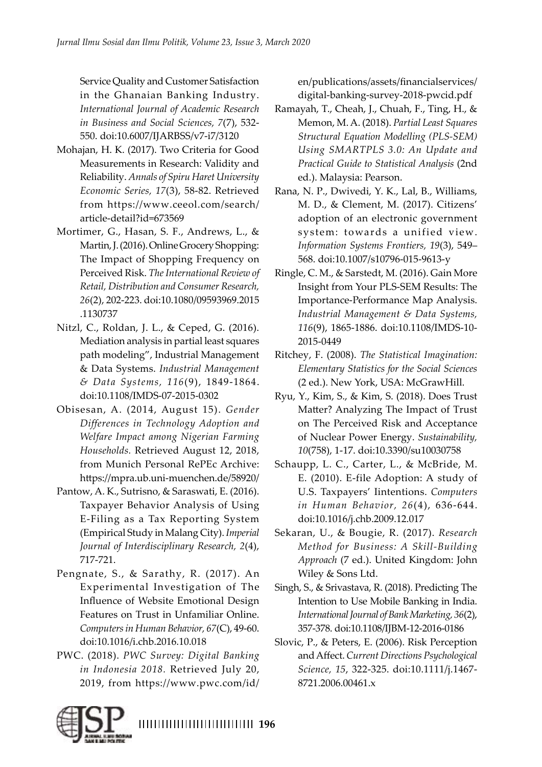Service Quality and Customer Satisfaction in the Ghanaian Banking Industry. *International Journal of Academic Research in Business and Social Sciences, 7*(7), 532-550. doi:10.6007/IJARBSS/v7-i7/3120

Mohajan, H. K. (2017). Two Criteria for Good Measurements in Research: Validity and Reliability. *Annals of Spiru Haret University Economic Series, 17*(3), 58-82. Retrieved from https://www.ceeol.com/search/article-detail?id=673569

Mortimer, G., Hasan, S. F., Andrews, L., & Martin, J. (2016). Online Grocery Shopping: The Impact of Shopping Frequency on Perceived Risk. *The International Review of Retail, Distribution and Consumer Research, 26*(2), 202-223. doi:10.1080/09593969.2015.1130737

Nitzl, C., Roldan, J. L., & Ceped, G. (2016). Mediation analysis in partial least squares path modeling", Industrial Management & Data Systems. *Industrial Management & Data Systems, 116*(9), 1849-1864. doi:10.1108/IMDS-07-2015-0302

Obisesan, A. (2014, August 15). *Gender Differences in Technology Adoption and Welfare Impact among Nigerian Farming Households.* Retrieved August 12, 2018, from Munich Personal RePEc Archive: https://mpra.ub.uni-muenchen.de/58920/

Pantow, A. K., Sutrisno, & Saraswati, E. (2016). Taxpayer Behavior Analysis of Using E-Filing as a Tax Reporting System (Empirical Study in Malang City). *Imperial Journal of Interdisciplinary Research, 2*(4), 717-721.

Pengnate, S., & Sarathy, R. (2017). An Experimental Investigation of The Influence of Website Emotional Design Features on Trust in Unfamiliar Online. *Computers in Human Behavior, 67*(C), 49-60. doi:10.1016/i.chb.2016.10.018

PWC. (2018). *PWC Survey: Digital Banking in Indonesia 2018.* Retrieved July 20, 2019, from https://www.pwc.com/id/en/publications/assets/financialservices/digital-banking-survey-2018-pwcid.pdf

Ramayah, T., Cheah, J., Chuah, F., Ting, H., & Memon, M. A. (2018). *Partial Least Squares Structural Equation Modelling (PLS-SEM) Using SMARTPLS 3.0: An Update and Practical Guide to Statistical Analysis* (2nd ed.). Malaysia: Pearson.

Rana, N. P., Dwivedi, Y. K., Lal, B., Williams, M. D., & Clement, M. (2017). Citizens' adoption of an electronic government system: towards a unified view. *Information Systems Frontiers, 19*(3), 549–568. doi:10.1007/s10796-015-9613-y

Ringle, C. M., & Sarstedt, M. (2016). Gain More Insight from Your PLS-SEM Results: The Importance-Performance Map Analysis. *Industrial Management & Data Systems, 116*(9), 1865-1886. doi:10.1108/IMDS-10-2015-0449

Ritchey, F. (2008). *The Statistical Imagination: Elementary Statistics for the Social Sciences* (2 ed.). New York, USA: McGrawHill.

Ryu, Y., Kim, S., & Kim, S. (2018). Does Trust Matter? Analyzing The Impact of Trust on The Perceived Risk and Acceptance of Nuclear Power Energy. *Sustainability, 10*(758), 1-17. doi:10.3390/su10030758

Schaupp, L. C., Carter, L., & McBride, M. E. (2010). E-file Adoption: A study of U.S. Taxpayers' Iintentions. *Computers in Human Behavior, 26*(4), 636-644. doi:10.1016/j.chb.2009.12.017

Sekaran, U., & Bougie, R. (2017). *Research Method for Business: A Skill-Building Approach* (7 ed.). United Kingdom: John Wiley & Sons Ltd.

Singh, S., & Srivastava, R. (2018). Predicting The Intention to Use Mobile Banking in India. *International Journal of Bank Marketing, 36*(2), 357-378. doi:10.1108/IJBM-12-2016-0186

Slovic, P., & Peters, E. (2006). Risk Perception and Affect. *Current Directions Psychological Science, 15*, 322-325. doi:10.1111/j.1467-8721.2006.00461.x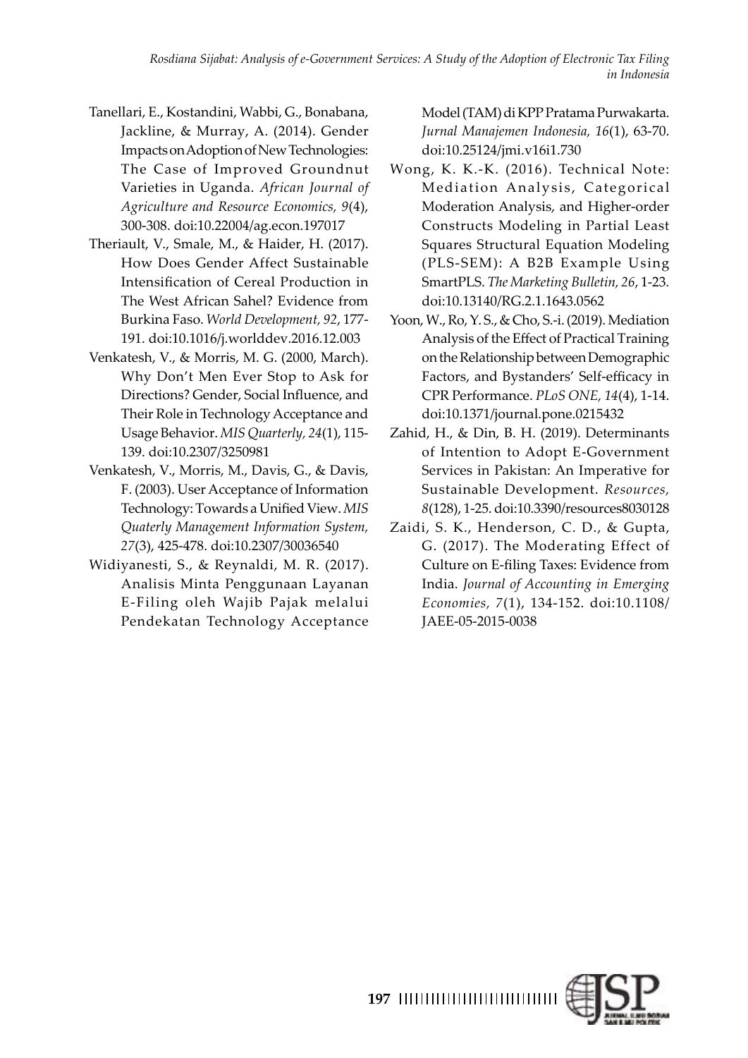Tanellari, E., Kostandini, Wabbi, G., Bonabana, Jackline, & Murray, A. (2014). Gender Impacts on Adoption of New Technologies: The Case of Improved Groundnut Varieties in Uganda. *African Journal of Agriculture and Resource Economics, 9*(4), 300-308. doi:10.22004/ag.econ.197017

Theriault, V., Smale, M., & Haider, H. (2017). How Does Gender Affect Sustainable Intensification of Cereal Production in The West African Sahel? Evidence from Burkina Faso. *World Development, 92*, 177-191. doi:10.1016/j.worlddev.2016.12.003

Venkatesh, V., & Morris, M. G. (2000, March). Why Don't Men Ever Stop to Ask for Directions? Gender, Social Influence, and Their Role in Technology Acceptance and Usage Behavior. *MIS Quarterly, 24*(1), 115-139. doi:10.2307/3250981

Venkatesh, V., Morris, M., Davis, G., & Davis, F. (2003). User Acceptance of Information Technology: Towards a Unified View. *MIS Quaterly Management Information System, 27*(3), 425-478. doi:10.2307/30036540

Widiyanesti, S., & Reynaldi, M. R. (2017). Analisis Minta Penggunaan Layanan E-Filing oleh Wajib Pajak melalui Pendekatan Technology Acceptance Model (TAM) di KPP Pratama Purwakarta. *Jurnal Manajemen Indonesia, 16*(1), 63-70. doi:10.25124/jmi.v16i1.730

Wong, K. K.-K. (2016). Technical Note: Mediation Analysis, Categorical Moderation Analysis, and Higher-order Constructs Modeling in Partial Least Squares Structural Equation Modeling (PLS-SEM): A B2B Example Using SmartPLS. *The Marketing Bulletin, 26*, 1-23. doi:10.13140/RG.2.1.1643.0562

Yoon, W., Ro, Y. S., & Cho, S.-i. (2019). Mediation Analysis of the Effect of Practical Training on the Relationship between Demographic Factors, and Bystanders' Self-efficacy in CPR Performance. *PLoS ONE, 14*(4), 1-14. doi:10.1371/journal.pone.0215432

Zahid, H., & Din, B. H. (2019). Determinants of Intention to Adopt E-Government Services in Pakistan: An Imperative for Sustainable Development. *Resources, 8*(128), 1-25. doi:10.3390/resources8030128

Zaidi, S. K., Henderson, C. D., & Gupta, G. (2017). The Moderating Effect of Culture on E-filing Taxes: Evidence from India. *Journal of Accounting in Emerging Economies, 7*(1), 134-152. doi:10.1108/JAEE-05-2015-0038